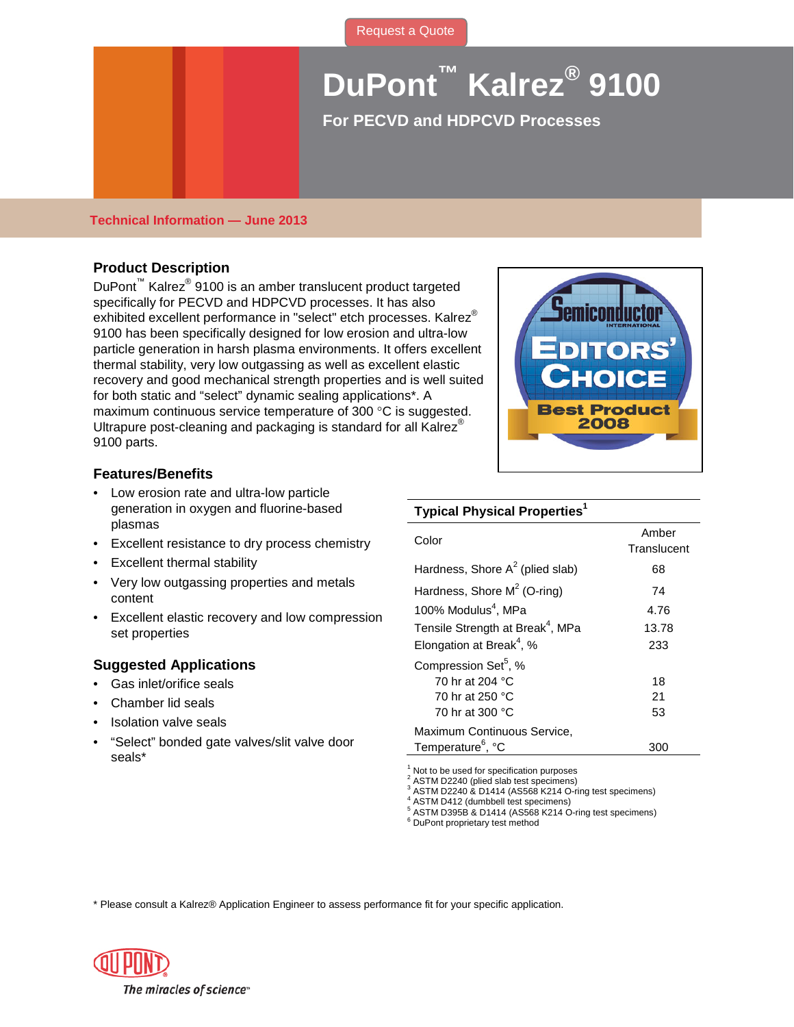Request a Quote

# DuPont™ Kalrez® 9100

## For PECVD and HDPCVD Processes

Technical Information — June 2013

### Product Description

DuPont™ Kalrez® 9100 is an amber translucent product targeted specifically for PECVD and HDPCVD processes. It has also exhibited excellent performance in "select" etch processes. Kalrez® 9100 has been specifically designed for low erosion and ultra-low particle generation in harsh plasma environments. It offers excellent thermal stability, very low outgassing as well as excellent elastic recovery and good mechanical strength properties and is well suited for both static and "select" dynamic sealing applications*. A maximum continuous service temperature of 300 °C is suggested. Ultrapure post-cleaning and packaging is standard for all Kalrez® 9100 parts.

Semiconductor International Editors' Choice Best Product 2008

### Features/Benefits

- Low erosion rate and ultra-low particle generation in oxygen and fluorine-based plasmas
- Excellent resistance to dry process chemistry
- Excellent thermal stability
- Very low outgassing properties and metals content
- Excellent elastic recovery and low compression set properties

### Suggested Applications

- Gas inlet/orifice seals
- Chamber lid seals
- Isolation valve seals
- "Select" bonded gate valves/slit valve door seals*

| Typical Physical Properties[1] | |
|---|---|
| Color | Amber Translucent |
| Hardness, Shore A[2] (plied slab) | 68 |
| Hardness, Shore M[2] (O-ring) | 74 |
| 100% Modulus[4], MPa | 4.76 |
| Tensile Strength at Break[4], MPa | 13.78 |
| Elongation at Break[4], % | 233 |
| Compression Set[5], % | |
| 70 hr at 204 °C | 18 |
| 70 hr at 250 °C | 21 |
| 70 hr at 300 °C | 53 |
| Maximum Continuous Service, Temperature[6], °C | 300 |

[1] Not to be used for specification purposes
[2] ASTM D2240 (plied slab test specimens)
[3] ASTM D2240 & D1414 (AS568 K214 O-ring test specimens)
[4] ASTM D412 (dumbbell test specimens)
[5] ASTM D395B & D1414 (AS568 K214 O-ring test specimens)
[6] DuPont proprietary test method

\* Please consult a Kalrez® Application Engineer to assess performance fit for your specific application.

DuPont
The miracles of science™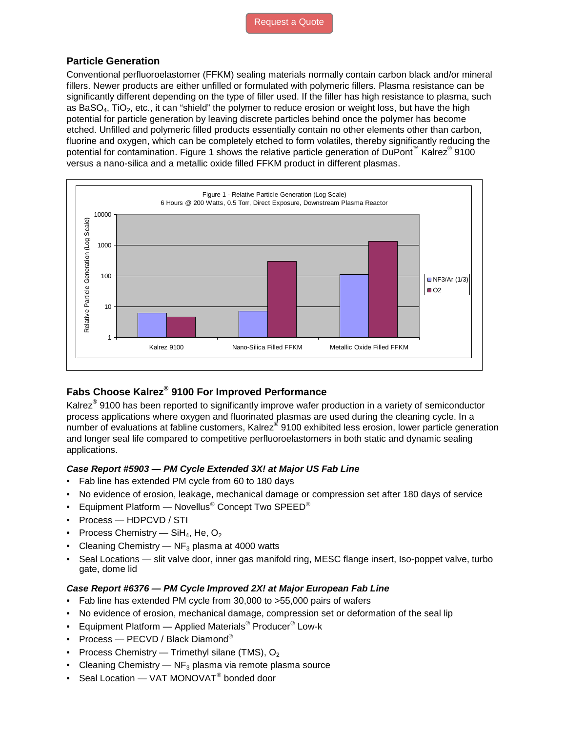Request a Quote

### Particle Generation

Conventional perfluoroelastomer (FFKM) sealing materials normally contain carbon black and/or mineral fillers. Newer products are either unfilled or formulated with polymeric fillers. Plasma resistance can be significantly different depending on the type of filler used. If the filler has high resistance to plasma, such as $BaSO_4$, $TiO_2$, etc., it can "shield" the polymer to reduce erosion or weight loss, but have the high potential for particle generation by leaving discrete particles behind once the polymer has become etched. Unfilled and polymeric filled products essentially contain no other elements other than carbon, fluorine and oxygen, which can be completely etched to form volatiles, thereby significantly reducing the potential for contamination. Figure 1 shows the relative particle generation of DuPont™ Kalrez® 9100 versus a nano-silica and a metallic oxide filled FFKM product in different plasmas.

Figure 1 - Relative Particle Generation (Log Scale)
6 Hours @ 200 Watts, 0.5 Torr, Direct Exposure, Downstream Plasma Reactor

| | NF3/Ar (1/3) | O2 |
|---|---|---|
| Kalrez 9100 | ~6 | ~4.5 |
| Nano-Silica Filled FFKM | ~7 | ~300 |
| Metallic Oxide Filled FFKM | ~110 | ~1300 |

### Fabs Choose Kalrez® 9100 For Improved Performance

Kalrez® 9100 has been reported to significantly improve wafer production in a variety of semiconductor process applications where oxygen and fluorinated plasmas are used during the cleaning cycle. In a number of evaluations at fabline customers, Kalrez® 9100 exhibited less erosion, lower particle generation and longer seal life compared to competitive perfluoroelastomers in both static and dynamic sealing applications.

#### *Case Report #5903 — PM Cycle Extended 3X! at Major US Fab Line*

- Fab line has extended PM cycle from 60 to 180 days
- No evidence of erosion, leakage, mechanical damage or compression set after 180 days of service
- Equipment Platform — Novellus® Concept Two SPEED®
- Process — HDPCVD / STI
- Process Chemistry — $SiH_4$, He, $O_2$
- Cleaning Chemistry — $NF_3$ plasma at 4000 watts
- Seal Locations — slit valve door, inner gas manifold ring, MESC flange insert, Iso-poppet valve, turbo gate, dome lid

#### *Case Report #6376 — PM Cycle Improved 2X! at Major European Fab Line*

- Fab line has extended PM cycle from 30,000 to >55,000 pairs of wafers
- No evidence of erosion, mechanical damage, compression set or deformation of the seal lip
- Equipment Platform — Applied Materials® Producer® Low-k
- Process — PECVD / Black Diamond®
- Process Chemistry — Trimethyl silane (TMS), $O_2$
- Cleaning Chemistry — $NF_3$ plasma via remote plasma source
- Seal Location — VAT MONOVAT® bonded door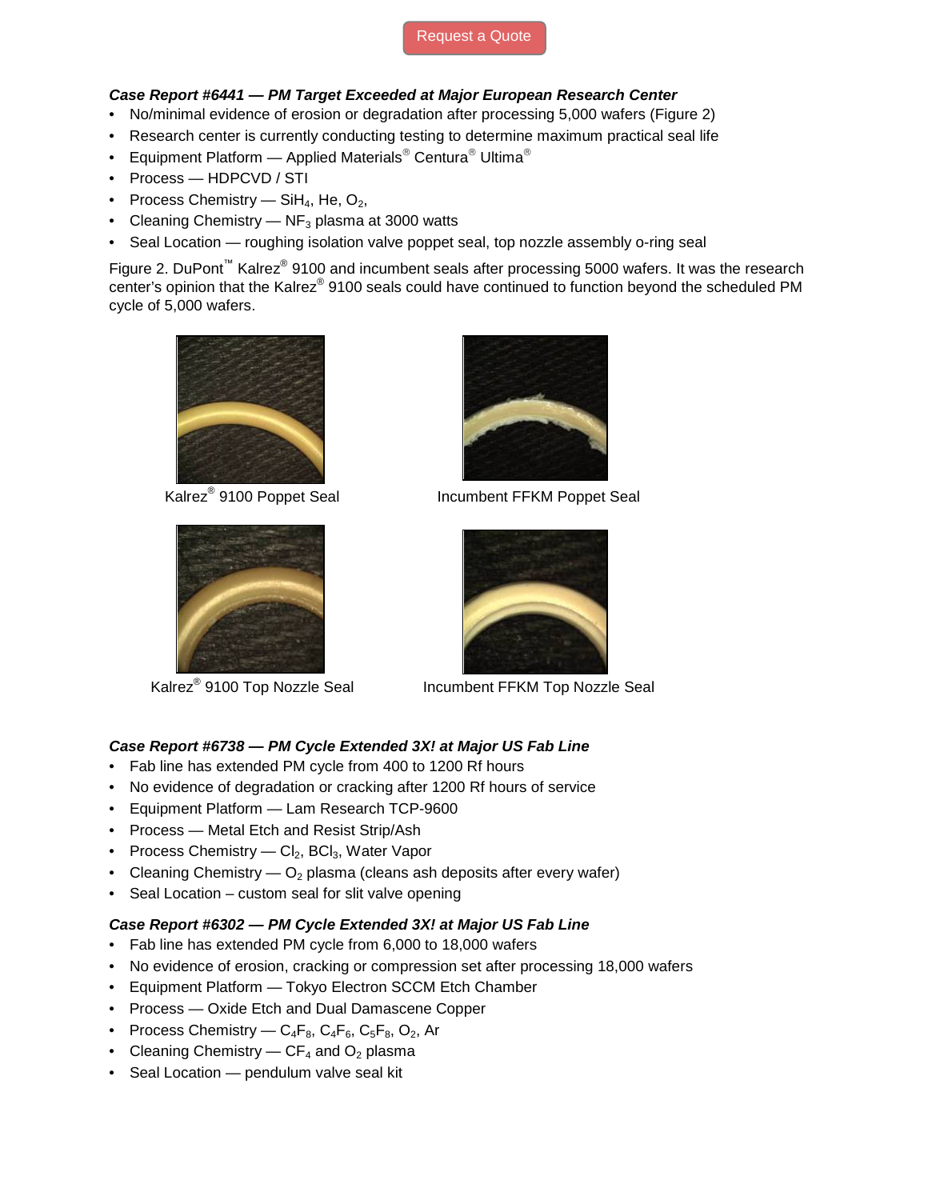Request a Quote

***Case Report #6441 — PM Target Exceeded at Major European Research Center***

- No/minimal evidence of erosion or degradation after processing 5,000 wafers (Figure 2)
- Research center is currently conducting testing to determine maximum practical seal life
- Equipment Platform — Applied Materials® Centura® Ultima®
- Process — HDPCVD / STI
- Process Chemistry — $SiH_4$, He, $O_2$,
- Cleaning Chemistry — $NF_3$ plasma at 3000 watts
- Seal Location — roughing isolation valve poppet seal, top nozzle assembly o-ring seal

Figure 2. DuPont™ Kalrez® 9100 and incumbent seals after processing 5000 wafers. It was the research center's opinion that the Kalrez® 9100 seals could have continued to function beyond the scheduled PM cycle of 5,000 wafers.

Kalrez® 9100 Poppet Seal

Incumbent FFKM Poppet Seal

Kalrez® 9100 Top Nozzle Seal

Incumbent FFKM Top Nozzle Seal

***Case Report #6738 — PM Cycle Extended 3X! at Major US Fab Line***

- Fab line has extended PM cycle from 400 to 1200 Rf hours
- No evidence of degradation or cracking after 1200 Rf hours of service
- Equipment Platform — Lam Research TCP-9600
- Process — Metal Etch and Resist Strip/Ash
- Process Chemistry — $Cl_2$, $BCl_3$, Water Vapor
- Cleaning Chemistry — $O_2$ plasma (cleans ash deposits after every wafer)
- Seal Location – custom seal for slit valve opening

***Case Report #6302 — PM Cycle Extended 3X! at Major US Fab Line***

- Fab line has extended PM cycle from 6,000 to 18,000 wafers
- No evidence of erosion, cracking or compression set after processing 18,000 wafers
- Equipment Platform — Tokyo Electron SCCM Etch Chamber
- Process — Oxide Etch and Dual Damascene Copper
- Process Chemistry — $C_4F_8$, $C_4F_6$, $C_5F_8$, $O_2$, Ar
- Cleaning Chemistry — $CF_4$ and $O_2$ plasma
- Seal Location — pendulum valve seal kit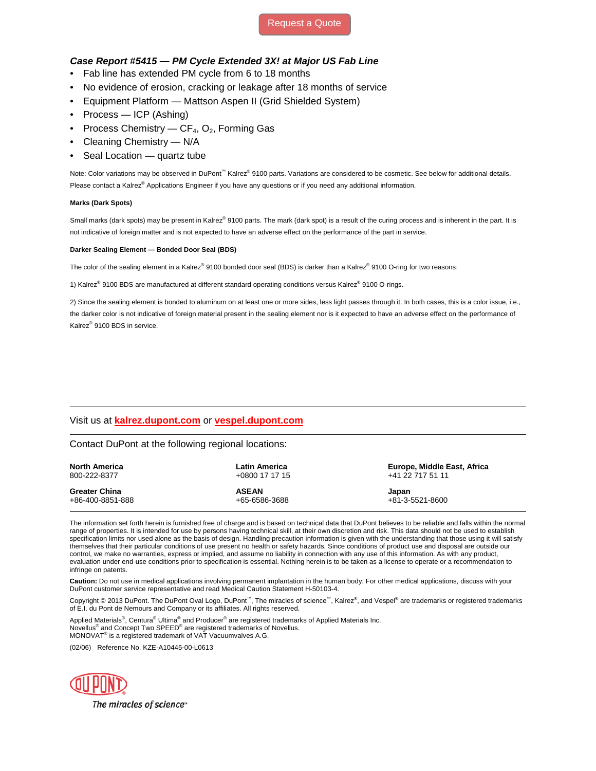Request a Quote

### *Case Report #5415 — PM Cycle Extended 3X! at Major US Fab Line*

- Fab line has extended PM cycle from 6 to 18 months
- No evidence of erosion, cracking or leakage after 18 months of service
- Equipment Platform — Mattson Aspen II (Grid Shielded System)
- Process — ICP (Ashing)
- Process Chemistry — $CF_4$, $O_2$, Forming Gas
- Cleaning Chemistry — N/A
- Seal Location — quartz tube

Note: Color variations may be observed in DuPont™ Kalrez® 9100 parts. Variations are considered to be cosmetic. See below for additional details. Please contact a Kalrez® Applications Engineer if you have any questions or if you need any additional information.

**Marks (Dark Spots)**

Small marks (dark spots) may be present in Kalrez® 9100 parts. The mark (dark spot) is a result of the curing process and is inherent in the part. It is not indicative of foreign matter and is not expected to have an adverse effect on the performance of the part in service.

**Darker Sealing Element — Bonded Door Seal (BDS)**

The color of the sealing element in a Kalrez® 9100 bonded door seal (BDS) is darker than a Kalrez® 9100 O-ring for two reasons:

1) Kalrez® 9100 BDS are manufactured at different standard operating conditions versus Kalrez® 9100 O-rings.

2) Since the sealing element is bonded to aluminum on at least one or more sides, less light passes through it. In both cases, this is a color issue, i.e., the darker color is not indicative of foreign material present in the sealing element nor is it expected to have an adverse effect on the performance of Kalrez® 9100 BDS in service.

---

Visit us at **kalrez.dupont.com** or **vespel.dupont.com**

Contact DuPont at the following regional locations:

**North America**
800-222-8377

**Latin America**
+0800 17 17 15

**Europe, Middle East, Africa**
+41 22 717 51 11

**Greater China**
+86-400-8851-888

**ASEAN**
+65-6586-3688

**Japan**
+81-3-5521-8600

---

The information set forth herein is furnished free of charge and is based on technical data that DuPont believes to be reliable and falls within the normal range of properties. It is intended for use by persons having technical skill, at their own discretion and risk. This data should not be used to establish specification limits nor used alone as the basis of design. Handling precaution information is given with the understanding that those using it will satisfy themselves that their particular conditions of use present no health or safety hazards. Since conditions of product use and disposal are outside our control, we make no warranties, express or implied, and assume no liability in connection with any use of this information. As with any product, evaluation under end-use conditions prior to specification is essential. Nothing herein is to be taken as a license to operate or a recommendation to infringe on patents.

**Caution:** Do not use in medical applications involving permanent implantation in the human body. For other medical applications, discuss with your DuPont customer service representative and read Medical Caution Statement H-50103-4.

Copyright © 2013 DuPont. The DuPont Oval Logo, DuPont™, The miracles of science™, Kalrez®, and Vespel® are trademarks or registered trademarks of E.I. du Pont de Nemours and Company or its affiliates. All rights reserved.

Applied Materials®, Centura® Ultima® and Producer® are registered trademarks of Applied Materials Inc.
Novellus® and Concept Two SPEED® are registered trademarks of Novellus.
MONOVAT® is a registered trademark of VAT Vacuumvalves A.G.

(02/06) Reference No. KZE-A10445-00-L0613

DUPONT
The miracles of science™